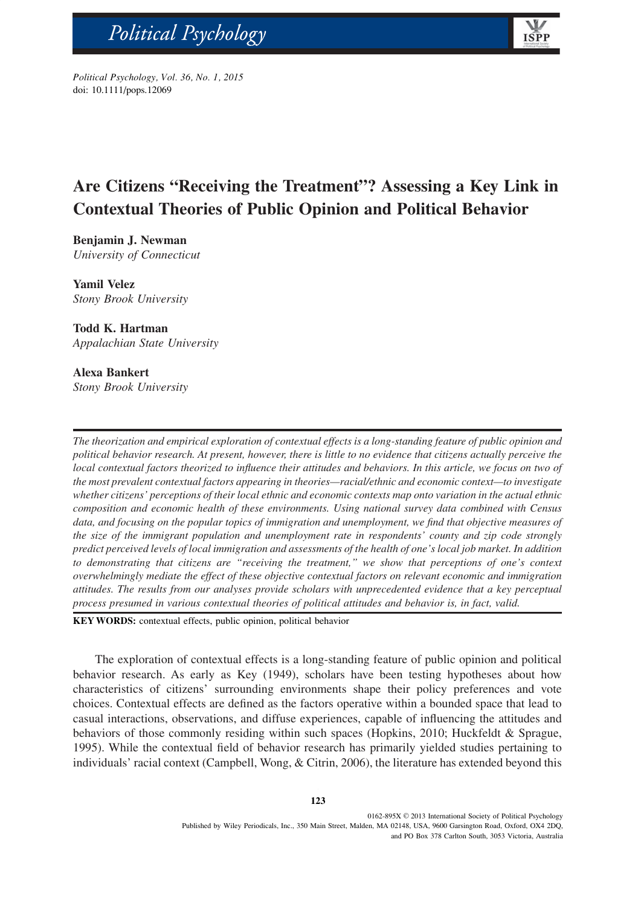# Are Citizens "Receiving the Treatment"? Assessing a Key Link in Contextual Theories of Public Opinion and Political Behavior

**Benjamin J. Newman**
*University of Connecticut*

**Yamil Velez**
*Stony Brook University*

**Todd K. Hartman**
*Appalachian State University*

**Alexa Bankert**
*Stony Brook University*

*The theorization and empirical exploration of contextual effects is a long-standing feature of public opinion and political behavior research. At present, however, there is little to no evidence that citizens actually perceive the local contextual factors theorized to influence their attitudes and behaviors. In this article, we focus on two of the most prevalent contextual factors appearing in theories—racial/ethnic and economic context—to investigate whether citizens' perceptions of their local ethnic and economic contexts map onto variation in the actual ethnic composition and economic health of these environments. Using national survey data combined with Census data, and focusing on the popular topics of immigration and unemployment, we find that objective measures of the size of the immigrant population and unemployment rate in respondents' county and zip code strongly predict perceived levels of local immigration and assessments of the health of one's local job market. In addition to demonstrating that citizens are "receiving the treatment," we show that perceptions of one's context overwhelmingly mediate the effect of these objective contextual factors on relevant economic and immigration attitudes. The results from our analyses provide scholars with unprecedented evidence that a key perceptual process presumed in various contextual theories of political attitudes and behavior is, in fact, valid.*

**KEY WORDS:** contextual effects, public opinion, political behavior

The exploration of contextual effects is a long-standing feature of public opinion and political behavior research. As early as Key (1949), scholars have been testing hypotheses about how characteristics of citizens' surrounding environments shape their policy preferences and vote choices. Contextual effects are defined as the factors operative within a bounded space that lead to casual interactions, observations, and diffuse experiences, capable of influencing the attitudes and behaviors of those commonly residing within such spaces (Hopkins, 2010; Huckfeldt & Sprague, 1995). While the contextual field of behavior research has primarily yielded studies pertaining to individuals' racial context (Campbell, Wong, & Citrin, 2006), the literature has extended beyond this

0162-895X © 2013 International Society of Political Psychology
Published by Wiley Periodicals, Inc., 350 Main Street, Malden, MA 02148, USA, 9600 Garsington Road, Oxford, OX4 2DQ, and PO Box 378 Carlton South, 3053 Victoria, Australia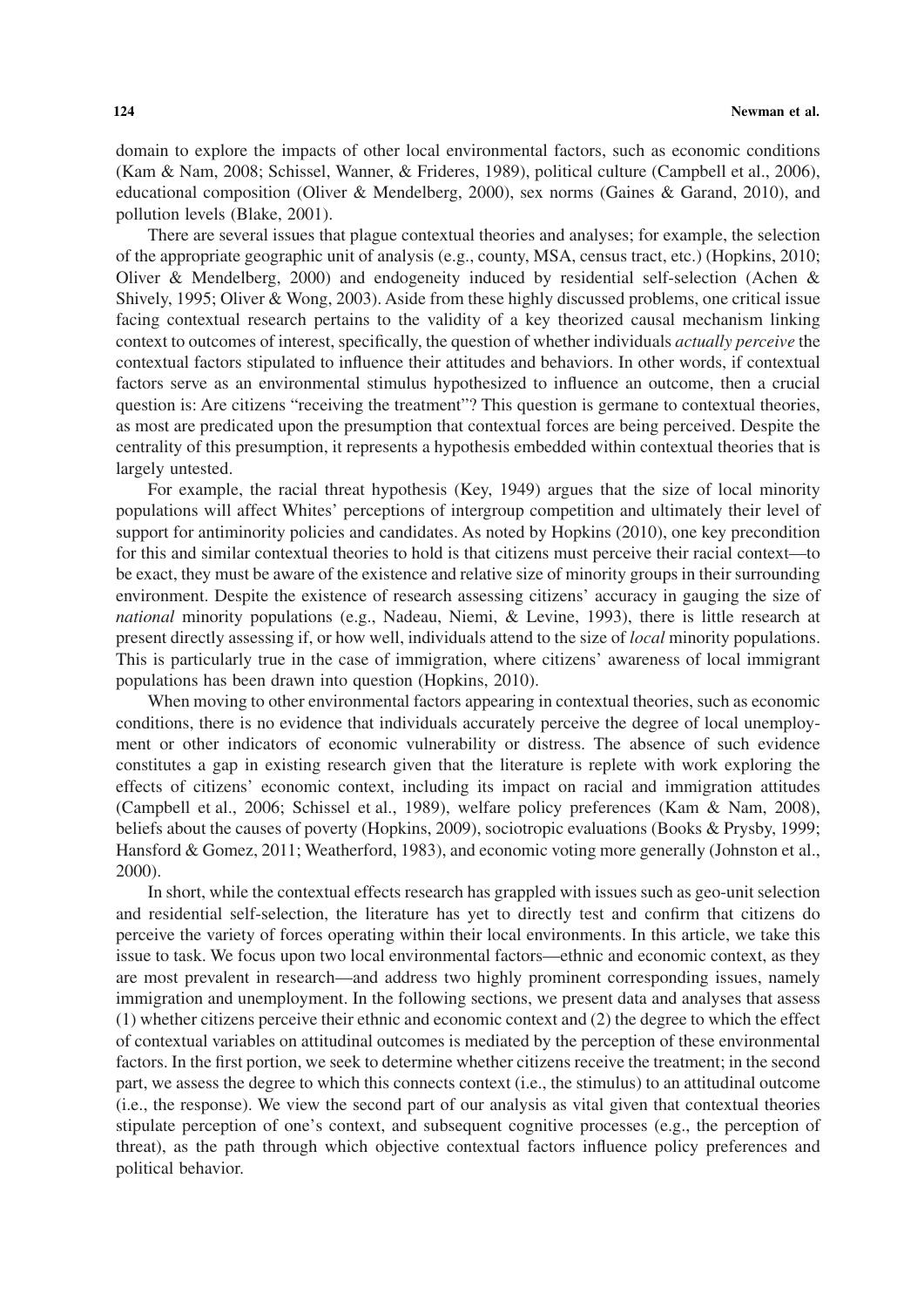domain to explore the impacts of other local environmental factors, such as economic conditions (Kam & Nam, 2008; Schissel, Wanner, & Frideres, 1989), political culture (Campbell et al., 2006), educational composition (Oliver & Mendelberg, 2000), sex norms (Gaines & Garand, 2010), and pollution levels (Blake, 2001).

There are several issues that plague contextual theories and analyses; for example, the selection of the appropriate geographic unit of analysis (e.g., county, MSA, census tract, etc.) (Hopkins, 2010; Oliver & Mendelberg, 2000) and endogeneity induced by residential self-selection (Achen & Shively, 1995; Oliver & Wong, 2003). Aside from these highly discussed problems, one critical issue facing contextual research pertains to the validity of a key theorized causal mechanism linking context to outcomes of interest, specifically, the question of whether individuals *actually perceive* the contextual factors stipulated to influence their attitudes and behaviors. In other words, if contextual factors serve as an environmental stimulus hypothesized to influence an outcome, then a crucial question is: Are citizens "receiving the treatment"? This question is germane to contextual theories, as most are predicated upon the presumption that contextual forces are being perceived. Despite the centrality of this presumption, it represents a hypothesis embedded within contextual theories that is largely untested.

For example, the racial threat hypothesis (Key, 1949) argues that the size of local minority populations will affect Whites' perceptions of intergroup competition and ultimately their level of support for antiminority policies and candidates. As noted by Hopkins (2010), one key precondition for this and similar contextual theories to hold is that citizens must perceive their racial context—to be exact, they must be aware of the existence and relative size of minority groups in their surrounding environment. Despite the existence of research assessing citizens' accuracy in gauging the size of *national* minority populations (e.g., Nadeau, Niemi, & Levine, 1993), there is little research at present directly assessing if, or how well, individuals attend to the size of *local* minority populations. This is particularly true in the case of immigration, where citizens' awareness of local immigrant populations has been drawn into question (Hopkins, 2010).

When moving to other environmental factors appearing in contextual theories, such as economic conditions, there is no evidence that individuals accurately perceive the degree of local unemployment or other indicators of economic vulnerability or distress. The absence of such evidence constitutes a gap in existing research given that the literature is replete with work exploring the effects of citizens' economic context, including its impact on racial and immigration attitudes (Campbell et al., 2006; Schissel et al., 1989), welfare policy preferences (Kam & Nam, 2008), beliefs about the causes of poverty (Hopkins, 2009), sociotropic evaluations (Books & Prysby, 1999; Hansford & Gomez, 2011; Weatherford, 1983), and economic voting more generally (Johnston et al., 2000).

In short, while the contextual effects research has grappled with issues such as geo-unit selection and residential self-selection, the literature has yet to directly test and confirm that citizens do perceive the variety of forces operating within their local environments. In this article, we take this issue to task. We focus upon two local environmental factors—ethnic and economic context, as they are most prevalent in research—and address two highly prominent corresponding issues, namely immigration and unemployment. In the following sections, we present data and analyses that assess (1) whether citizens perceive their ethnic and economic context and (2) the degree to which the effect of contextual variables on attitudinal outcomes is mediated by the perception of these environmental factors. In the first portion, we seek to determine whether citizens receive the treatment; in the second part, we assess the degree to which this connects context (i.e., the stimulus) to an attitudinal outcome (i.e., the response). We view the second part of our analysis as vital given that contextual theories stipulate perception of one's context, and subsequent cognitive processes (e.g., the perception of threat), as the path through which objective contextual factors influence policy preferences and political behavior.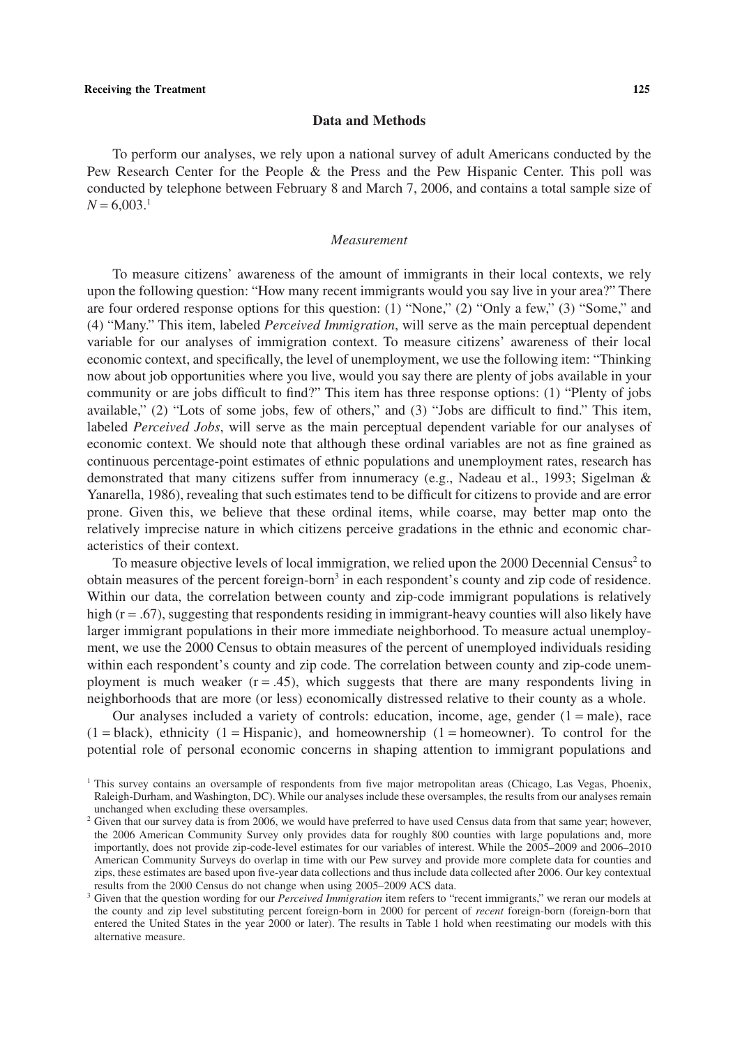## Data and Methods

To perform our analyses, we rely upon a national survey of adult Americans conducted by the Pew Research Center for the People & the Press and the Pew Hispanic Center. This poll was conducted by telephone between February 8 and March 7, 2006, and contains a total sample size of $N = 6{,}003$.[1]

### *Measurement*

To measure citizens' awareness of the amount of immigrants in their local contexts, we rely upon the following question: "How many recent immigrants would you say live in your area?" There are four ordered response options for this question: (1) "None," (2) "Only a few," (3) "Some," and (4) "Many." This item, labeled *Perceived Immigration*, will serve as the main perceptual dependent variable for our analyses of immigration context. To measure citizens' awareness of their local economic context, and specifically, the level of unemployment, we use the following item: "Thinking now about job opportunities where you live, would you say there are plenty of jobs available in your community or are jobs difficult to find?" This item has three response options: (1) "Plenty of jobs available," (2) "Lots of some jobs, few of others," and (3) "Jobs are difficult to find." This item, labeled *Perceived Jobs*, will serve as the main perceptual dependent variable for our analyses of economic context. We should note that although these ordinal variables are not as fine grained as continuous percentage-point estimates of ethnic populations and unemployment rates, research has demonstrated that many citizens suffer from innumeracy (e.g., Nadeau et al., 1993; Sigelman & Yanarella, 1986), revealing that such estimates tend to be difficult for citizens to provide and are error prone. Given this, we believe that these ordinal items, while coarse, may better map onto the relatively imprecise nature in which citizens perceive gradations in the ethnic and economic characteristics of their context.

To measure objective levels of local immigration, we relied upon the 2000 Decennial Census[2] to obtain measures of the percent foreign-born[3] in each respondent's county and zip code of residence. Within our data, the correlation between county and zip-code immigrant populations is relatively high ($r = .67$), suggesting that respondents residing in immigrant-heavy counties will also likely have larger immigrant populations in their more immediate neighborhood. To measure actual unemployment, we use the 2000 Census to obtain measures of the percent of unemployed individuals residing within each respondent's county and zip code. The correlation between county and zip-code unemployment is much weaker ($r = .45$), which suggests that there are many respondents living in neighborhoods that are more (or less) economically distressed relative to their county as a whole.

Our analyses included a variety of controls: education, income, age, gender (1 = male), race (1 = black), ethnicity (1 = Hispanic), and homeownership (1 = homeowner). To control for the potential role of personal economic concerns in shaping attention to immigrant populations and

---

[1] This survey contains an oversample of respondents from five major metropolitan areas (Chicago, Las Vegas, Phoenix, Raleigh-Durham, and Washington, DC). While our analyses include these oversamples, the results from our analyses remain unchanged when excluding these oversamples.

[2] Given that our survey data is from 2006, we would have preferred to have used Census data from that same year; however, the 2006 American Community Survey only provides data for roughly 800 counties with large populations and, more importantly, does not provide zip-code-level estimates for our variables of interest. While the 2005–2009 and 2006–2010 American Community Surveys do overlap in time with our Pew survey and provide more complete data for counties and zips, these estimates are based upon five-year data collections and thus include data collected after 2006. Our key contextual results from the 2000 Census do not change when using 2005–2009 ACS data.

[3] Given that the question wording for our *Perceived Immigration* item refers to "recent immigrants," we reran our models at the county and zip level substituting percent foreign-born in 2000 for percent of *recent* foreign-born (foreign-born that entered the United States in the year 2000 or later). The results in Table 1 hold when reestimating our models with this alternative measure.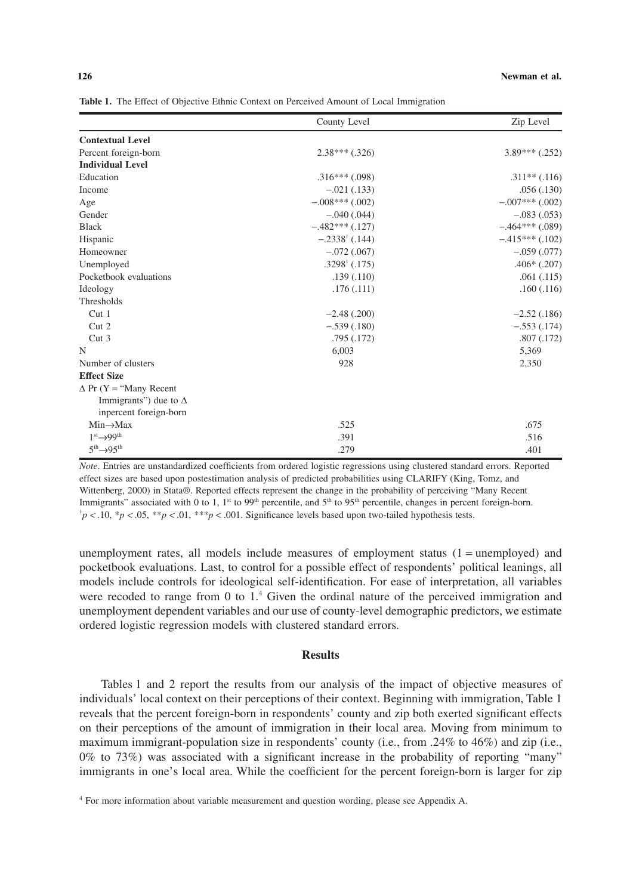**Table 1.** The Effect of Objective Ethnic Context on Perceived Amount of Local Immigration

| | County Level | Zip Level |
|---|---|---|
| **Contextual Level** | | |
| Percent foreign-born | 2.38*** (.326) | 3.89*** (.252) |
| **Individual Level** | | |
| Education | .316*** (.098) | .311** (.116) |
| Income | −.021 (.133) | .056 (.130) |
| Age | −.008*** (.002) | −.007*** (.002) |
| Gender | −.040 (.044) | −.083 (.053) |
| Black | −.482*** (.127) | −.464*** (.089) |
| Hispanic | −.2338† (.144) | −.415*** (.102) |
| Homeowner | −.072 (.067) | −.059 (.077) |
| Unemployed | .3298† (.175) | .406* (.207) |
| Pocketbook evaluations | .139 (.110) | .061 (.115) |
| Ideology | .176 (.111) | .160 (.116) |
| Thresholds | | |
| Cut 1 | −2.48 (.200) | −2.52 (.186) |
| Cut 2 | −.539 (.180) | −.553 (.174) |
| Cut 3 | .795 (.172) | .807 (.172) |
| N | 6,003 | 5,369 |
| Number of clusters | 928 | 2,350 |
| **Effect Size** | | |
| Δ Pr (Y = "Many Recent Immigrants") due to Δ inpercent foreign-born | | |
| Min→Max | .525 | .675 |
| 1st→99th | .391 | .516 |
| 5th→95th | .279 | .401 |

*Note*. Entries are unstandardized coefficients from ordered logistic regressions using clustered standard errors. Reported effect sizes are based upon postestimation analysis of predicted probabilities using CLARIFY (King, Tomz, and Wittenberg, 2000) in Stata®. Reported effects represent the change in the probability of perceiving "Many Recent Immigrants" associated with 0 to 1, 1st to 99th percentile, and 5th to 95th percentile, changes in percent foreign-born.
†$p < .10$, \*$p < .05$, \*\*$p < .01$, \*\*\*$p < .001$. Significance levels based upon two-tailed hypothesis tests.

unemployment rates, all models include measures of employment status (1 = unemployed) and pocketbook evaluations. Last, to control for a possible effect of respondents' political leanings, all models include controls for ideological self-identification. For ease of interpretation, all variables were recoded to range from 0 to 1.[4] Given the ordinal nature of the perceived immigration and unemployment dependent variables and our use of county-level demographic predictors, we estimate ordered logistic regression models with clustered standard errors.

## Results

Tables 1 and 2 report the results from our analysis of the impact of objective measures of individuals' local context on their perceptions of their context. Beginning with immigration, Table 1 reveals that the percent foreign-born in respondents' county and zip both exerted significant effects on their perceptions of the amount of immigration in their local area. Moving from minimum to maximum immigrant-population size in respondents' county (i.e., from .24% to 46%) and zip (i.e., 0% to 73%) was associated with a significant increase in the probability of reporting "many" immigrants in one's local area. While the coefficient for the percent foreign-born is larger for zip

[4] For more information about variable measurement and question wording, please see Appendix A.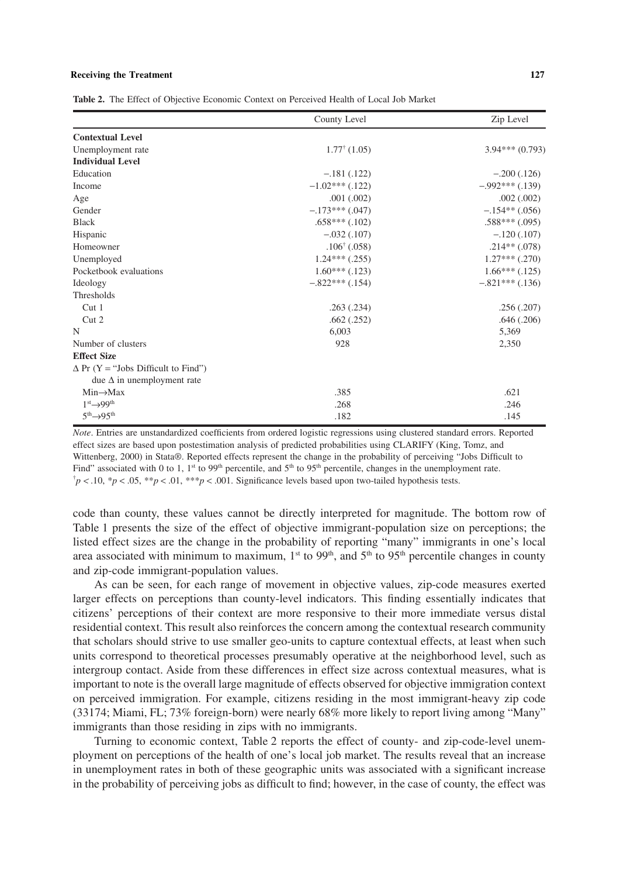**Table 2.** The Effect of Objective Economic Context on Perceived Health of Local Job Market

| | County Level | Zip Level |
|---|---|---|
| **Contextual Level** | | |
| Unemployment rate | $1.77^{\dagger}$ (1.05) | 3.94*** (0.793) |
| **Individual Level** | | |
| Education | −.181 (.122) | −.200 (.126) |
| Income | −1.02*** (.122) | −.992*** (.139) |
| Age | .001 (.002) | .002 (.002) |
| Gender | −.173*** (.047) | −.154** (.056) |
| Black | .658*** (.102) | .588*** (.095) |
| Hispanic | −.032 (.107) | −.120 (.107) |
| Homeowner | $.106^{\dagger}$ (.058) | .214** (.078) |
| Unemployed | 1.24*** (.255) | 1.27*** (.270) |
| Pocketbook evaluations | 1.60*** (.123) | 1.66*** (.125) |
| Ideology | −.822*** (.154) | −.821*** (.136) |
| Thresholds | | |
| Cut 1 | .263 (.234) | .256 (.207) |
| Cut 2 | .662 (.252) | .646 (.206) |
| N | 6,003 | 5,369 |
| Number of clusters | 928 | 2,350 |
| **Effect Size** | | |
| $\Delta$ Pr (Y = "Jobs Difficult to Find") due $\Delta$ in unemployment rate | | |
| Min→Max | .385 | .621 |
| $1^{st}$→$99^{th}$ | .268 | .246 |
| $5^{th}$→$95^{th}$ | .182 | .145 |

*Note*. Entries are unstandardized coefficients from ordered logistic regressions using clustered standard errors. Reported effect sizes are based upon postestimation analysis of predicted probabilities using CLARIFY (King, Tomz, and Wittenberg, 2000) in Stata®. Reported effects represent the change in the probability of perceiving "Jobs Difficult to Find" associated with 0 to 1, $1^{st}$ to $99^{th}$ percentile, and $5^{th}$ to $95^{th}$ percentile, changes in the unemployment rate.
$^{\dagger}p < .10$, $^{*}p < .05$, $^{**}p < .01$, $^{***}p < .001$. Significance levels based upon two-tailed hypothesis tests.

code than county, these values cannot be directly interpreted for magnitude. The bottom row of Table 1 presents the size of the effect of objective immigrant-population size on perceptions; the listed effect sizes are the change in the probability of reporting "many" immigrants in one's local area associated with minimum to maximum, $1^{st}$ to $99^{th}$, and $5^{th}$ to $95^{th}$ percentile changes in county and zip-code immigrant-population values.

As can be seen, for each range of movement in objective values, zip-code measures exerted larger effects on perceptions than county-level indicators. This finding essentially indicates that citizens' perceptions of their context are more responsive to their more immediate versus distal residential context. This result also reinforces the concern among the contextual research community that scholars should strive to use smaller geo-units to capture contextual effects, at least when such units correspond to theoretical processes presumably operative at the neighborhood level, such as intergroup contact. Aside from these differences in effect size across contextual measures, what is important to note is the overall large magnitude of effects observed for objective immigration context on perceived immigration. For example, citizens residing in the most immigrant-heavy zip code (33174; Miami, FL; 73% foreign-born) were nearly 68% more likely to report living among "Many" immigrants than those residing in zips with no immigrants.

Turning to economic context, Table 2 reports the effect of county- and zip-code-level unemployment on perceptions of the health of one's local job market. The results reveal that an increase in unemployment rates in both of these geographic units was associated with a significant increase in the probability of perceiving jobs as difficult to find; however, in the case of county, the effect was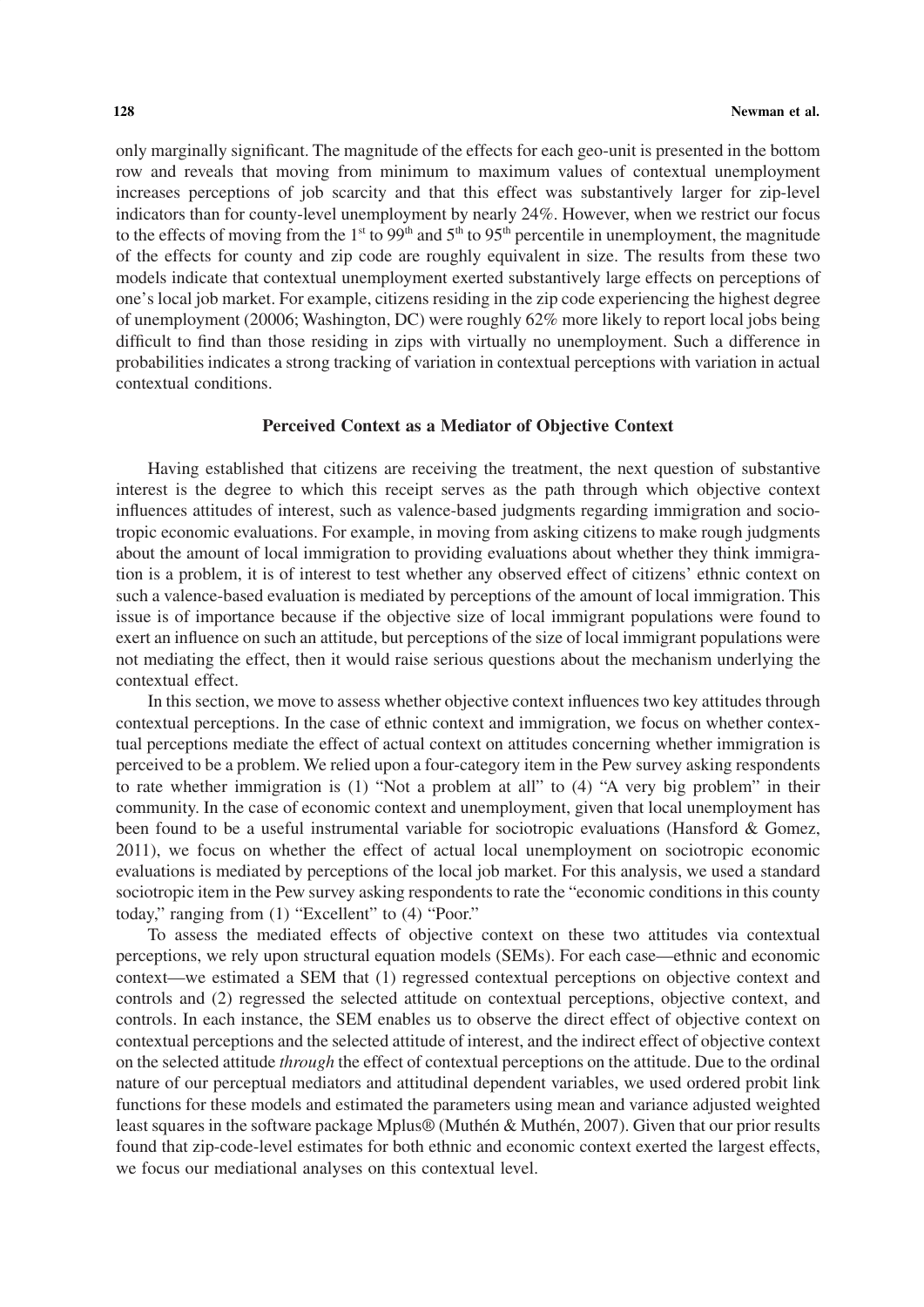only marginally significant. The magnitude of the effects for each geo-unit is presented in the bottom row and reveals that moving from minimum to maximum values of contextual unemployment increases perceptions of job scarcity and that this effect was substantively larger for zip-level indicators than for county-level unemployment by nearly 24%. However, when we restrict our focus to the effects of moving from the 1st to 99th and 5th to 95th percentile in unemployment, the magnitude of the effects for county and zip code are roughly equivalent in size. The results from these two models indicate that contextual unemployment exerted substantively large effects on perceptions of one's local job market. For example, citizens residing in the zip code experiencing the highest degree of unemployment (20006; Washington, DC) were roughly 62% more likely to report local jobs being difficult to find than those residing in zips with virtually no unemployment. Such a difference in probabilities indicates a strong tracking of variation in contextual perceptions with variation in actual contextual conditions.

## Perceived Context as a Mediator of Objective Context

Having established that citizens are receiving the treatment, the next question of substantive interest is the degree to which this receipt serves as the path through which objective context influences attitudes of interest, such as valence-based judgments regarding immigration and sociotropic economic evaluations. For example, in moving from asking citizens to make rough judgments about the amount of local immigration to providing evaluations about whether they think immigration is a problem, it is of interest to test whether any observed effect of citizens' ethnic context on such a valence-based evaluation is mediated by perceptions of the amount of local immigration. This issue is of importance because if the objective size of local immigrant populations were found to exert an influence on such an attitude, but perceptions of the size of local immigrant populations were not mediating the effect, then it would raise serious questions about the mechanism underlying the contextual effect.

In this section, we move to assess whether objective context influences two key attitudes through contextual perceptions. In the case of ethnic context and immigration, we focus on whether contextual perceptions mediate the effect of actual context on attitudes concerning whether immigration is perceived to be a problem. We relied upon a four-category item in the Pew survey asking respondents to rate whether immigration is (1) "Not a problem at all" to (4) "A very big problem" in their community. In the case of economic context and unemployment, given that local unemployment has been found to be a useful instrumental variable for sociotropic evaluations (Hansford & Gomez, 2011), we focus on whether the effect of actual local unemployment on sociotropic economic evaluations is mediated by perceptions of the local job market. For this analysis, we used a standard sociotropic item in the Pew survey asking respondents to rate the "economic conditions in this county today," ranging from (1) "Excellent" to (4) "Poor."

To assess the mediated effects of objective context on these two attitudes via contextual perceptions, we rely upon structural equation models (SEMs). For each case—ethnic and economic context—we estimated a SEM that (1) regressed contextual perceptions on objective context and controls and (2) regressed the selected attitude on contextual perceptions, objective context, and controls. In each instance, the SEM enables us to observe the direct effect of objective context on contextual perceptions and the selected attitude of interest, and the indirect effect of objective context on the selected attitude *through* the effect of contextual perceptions on the attitude. Due to the ordinal nature of our perceptual mediators and attitudinal dependent variables, we used ordered probit link functions for these models and estimated the parameters using mean and variance adjusted weighted least squares in the software package Mplus® (Muthén & Muthén, 2007). Given that our prior results found that zip-code-level estimates for both ethnic and economic context exerted the largest effects, we focus our mediational analyses on this contextual level.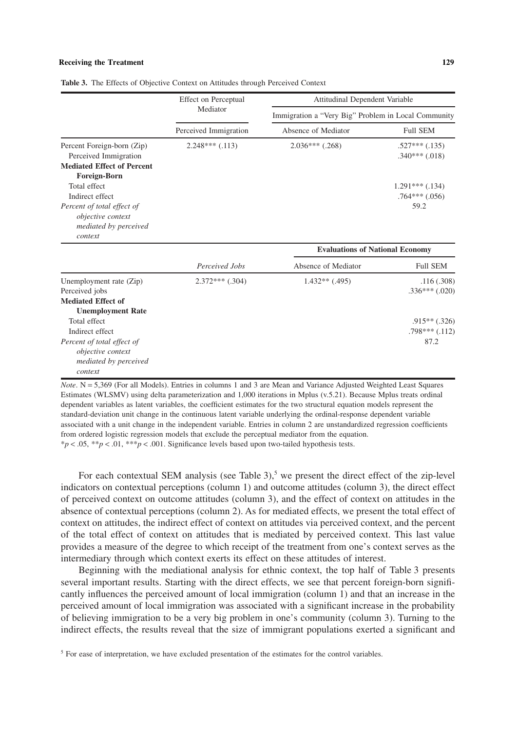**Table 3.** The Effects of Objective Context on Attitudes through Perceived Context

| | Effect on Perceptual Mediator | Attitudinal Dependent Variable | |
|---|---|---|---|
| | | Immigration a "Very Big" Problem in Local Community | |
| | Perceived Immigration | Absence of Mediator | Full SEM |
| Percent Foreign-born (Zip) | 2.248*** (.113) | 2.036*** (.268) | .527*** (.135) |
| Perceived Immigration | | | .340*** (.018) |
| **Mediated Effect of Percent Foreign-Born** | | | |
| Total effect | | | 1.291*** (.134) |
| Indirect effect | | | .764*** (.056) |
| *Percent of total effect of objective context mediated by perceived context* | | | 59.2 |
| | | **Evaluations of National Economy** | |
| | *Perceived Jobs* | Absence of Mediator | Full SEM |
| Unemployment rate (Zip) | 2.372*** (.304) | 1.432** (.495) | .116 (.308) |
| Perceived jobs | | | .336*** (.020) |
| **Mediated Effect of Unemployment Rate** | | | |
| Total effect | | | .915** (.326) |
| Indirect effect | | | .798*** (.112) |
| *Percent of total effect of objective context mediated by perceived context* | | | 87.2 |

*Note*. N = 5,369 (For all Models). Entries in columns 1 and 3 are Mean and Variance Adjusted Weighted Least Squares Estimates (WLSMV) using delta parameterization and 1,000 iterations in Mplus (v.5.21). Because Mplus treats ordinal dependent variables as latent variables, the coefficient estimates for the two structural equation models represent the standard-deviation unit change in the continuous latent variable underlying the ordinal-response dependent variable associated with a unit change in the independent variable. Entries in column 2 are unstandardized regression coefficients from ordered logistic regression models that exclude the perceptual mediator from the equation.
*$p < .05$, **$p < .01$, ***$p < .001$. Significance levels based upon two-tailed hypothesis tests.

For each contextual SEM analysis (see Table 3),[5] we present the direct effect of the zip-level indicators on contextual perceptions (column 1) and outcome attitudes (column 3), the direct effect of perceived context on outcome attitudes (column 3), and the effect of context on attitudes in the absence of contextual perceptions (column 2). As for mediated effects, we present the total effect of context on attitudes, the indirect effect of context on attitudes via perceived context, and the percent of the total effect of context on attitudes that is mediated by perceived context. This last value provides a measure of the degree to which receipt of the treatment from one's context serves as the intermediary through which context exerts its effect on these attitudes of interest.

Beginning with the mediational analysis for ethnic context, the top half of Table 3 presents several important results. Starting with the direct effects, we see that percent foreign-born significantly influences the perceived amount of local immigration (column 1) and that an increase in the perceived amount of local immigration was associated with a significant increase in the probability of believing immigration to be a very big problem in one's community (column 3). Turning to the indirect effects, the results reveal that the size of immigrant populations exerted a significant and

[5] For ease of interpretation, we have excluded presentation of the estimates for the control variables.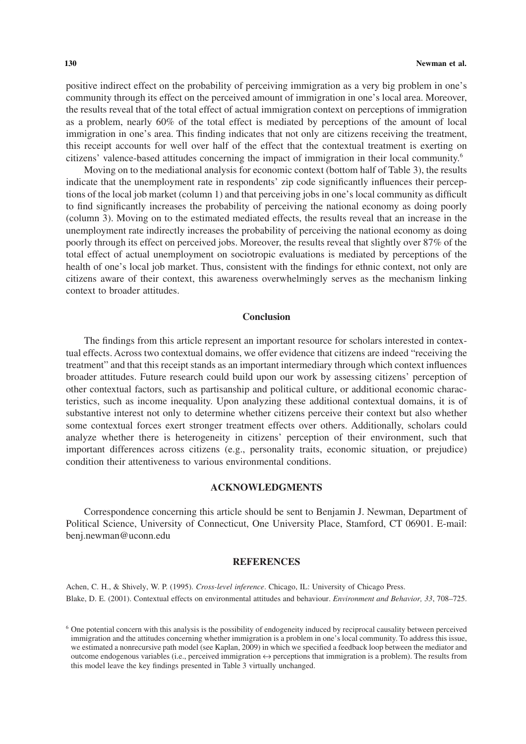positive indirect effect on the probability of perceiving immigration as a very big problem in one's community through its effect on the perceived amount of immigration in one's local area. Moreover, the results reveal that of the total effect of actual immigration context on perceptions of immigration as a problem, nearly 60% of the total effect is mediated by perceptions of the amount of local immigration in one's area. This finding indicates that not only are citizens receiving the treatment, this receipt accounts for well over half of the effect that the contextual treatment is exerting on citizens' valence-based attitudes concerning the impact of immigration in their local community.[6]

Moving on to the mediational analysis for economic context (bottom half of Table 3), the results indicate that the unemployment rate in respondents' zip code significantly influences their perceptions of the local job market (column 1) and that perceiving jobs in one's local community as difficult to find significantly increases the probability of perceiving the national economy as doing poorly (column 3). Moving on to the estimated mediated effects, the results reveal that an increase in the unemployment rate indirectly increases the probability of perceiving the national economy as doing poorly through its effect on perceived jobs. Moreover, the results reveal that slightly over 87% of the total effect of actual unemployment on sociotropic evaluations is mediated by perceptions of the health of one's local job market. Thus, consistent with the findings for ethnic context, not only are citizens aware of their context, this awareness overwhelmingly serves as the mechanism linking context to broader attitudes.

## Conclusion

The findings from this article represent an important resource for scholars interested in contextual effects. Across two contextual domains, we offer evidence that citizens are indeed "receiving the treatment" and that this receipt stands as an important intermediary through which context influences broader attitudes. Future research could build upon our work by assessing citizens' perception of other contextual factors, such as partisanship and political culture, or additional economic characteristics, such as income inequality. Upon analyzing these additional contextual domains, it is of substantive interest not only to determine whether citizens perceive their context but also whether some contextual forces exert stronger treatment effects over others. Additionally, scholars could analyze whether there is heterogeneity in citizens' perception of their environment, such that important differences across citizens (e.g., personality traits, economic situation, or prejudice) condition their attentiveness to various environmental conditions.

## ACKNOWLEDGMENTS

Correspondence concerning this article should be sent to Benjamin J. Newman, Department of Political Science, University of Connecticut, One University Place, Stamford, CT 06901. E-mail: benj.newman@uconn.edu

## REFERENCES

Achen, C. H., & Shively, W. P. (1995). *Cross-level inference*. Chicago, IL: University of Chicago Press.

Blake, D. E. (2001). Contextual effects on environmental attitudes and behaviour. *Environment and Behavior, 33*, 708–725.

[6] One potential concern with this analysis is the possibility of endogeneity induced by reciprocal causality between perceived immigration and the attitudes concerning whether immigration is a problem in one's local community. To address this issue, we estimated a nonrecursive path model (see Kaplan, 2009) in which we specified a feedback loop between the mediator and outcome endogenous variables (i.e., perceived immigration ↔ perceptions that immigration is a problem). The results from this model leave the key findings presented in Table 3 virtually unchanged.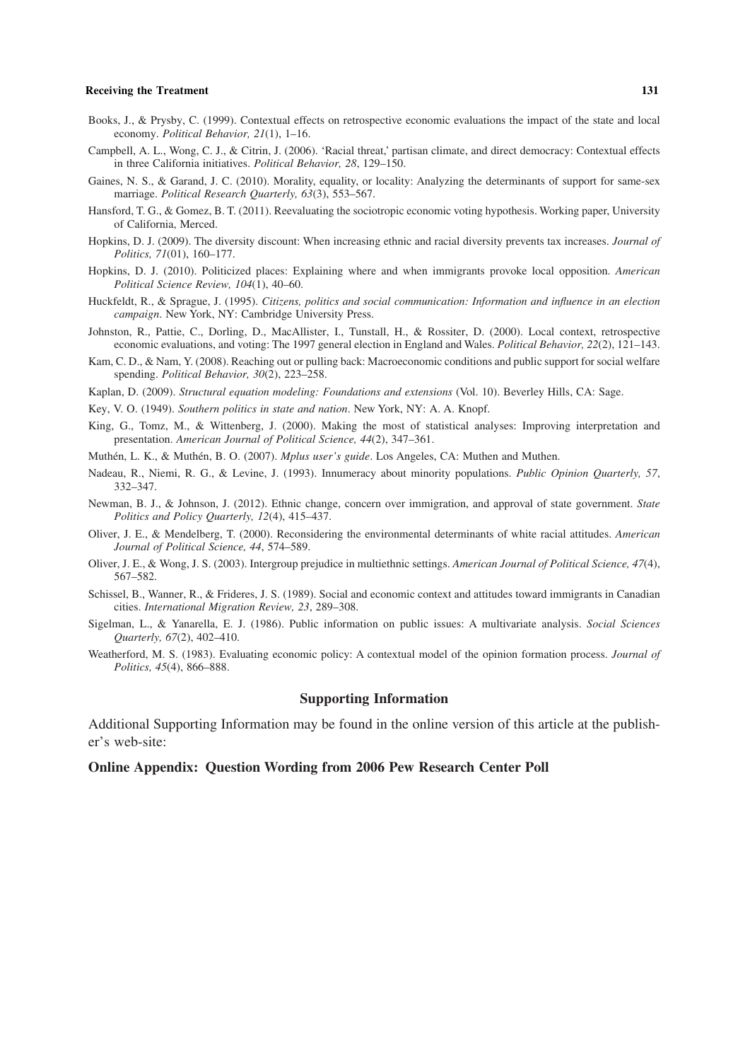Books, J., & Prysby, C. (1999). Contextual effects on retrospective economic evaluations the impact of the state and local economy. *Political Behavior, 21*(1), 1–16.

Campbell, A. L., Wong, C. J., & Citrin, J. (2006). 'Racial threat,' partisan climate, and direct democracy: Contextual effects in three California initiatives. *Political Behavior, 28*, 129–150.

Gaines, N. S., & Garand, J. C. (2010). Morality, equality, or locality: Analyzing the determinants of support for same-sex marriage. *Political Research Quarterly, 63*(3), 553–567.

Hansford, T. G., & Gomez, B. T. (2011). Reevaluating the sociotropic economic voting hypothesis. Working paper, University of California, Merced.

Hopkins, D. J. (2009). The diversity discount: When increasing ethnic and racial diversity prevents tax increases. *Journal of Politics, 71*(01), 160–177.

Hopkins, D. J. (2010). Politicized places: Explaining where and when immigrants provoke local opposition. *American Political Science Review, 104*(1), 40–60.

Huckfeldt, R., & Sprague, J. (1995). *Citizens, politics and social communication: Information and influence in an election campaign*. New York, NY: Cambridge University Press.

Johnston, R., Pattie, C., Dorling, D., MacAllister, I., Tunstall, H., & Rossiter, D. (2000). Local context, retrospective economic evaluations, and voting: The 1997 general election in England and Wales. *Political Behavior, 22*(2), 121–143.

Kam, C. D., & Nam, Y. (2008). Reaching out or pulling back: Macroeconomic conditions and public support for social welfare spending. *Political Behavior, 30*(2), 223–258.

Kaplan, D. (2009). *Structural equation modeling: Foundations and extensions* (Vol. 10). Beverley Hills, CA: Sage.

Key, V. O. (1949). *Southern politics in state and nation*. New York, NY: A. A. Knopf.

King, G., Tomz, M., & Wittenberg, J. (2000). Making the most of statistical analyses: Improving interpretation and presentation. *American Journal of Political Science, 44*(2), 347–361.

Muthén, L. K., & Muthén, B. O. (2007). *Mplus user's guide*. Los Angeles, CA: Muthen and Muthen.

Nadeau, R., Niemi, R. G., & Levine, J. (1993). Innumeracy about minority populations. *Public Opinion Quarterly, 57*, 332–347.

Newman, B. J., & Johnson, J. (2012). Ethnic change, concern over immigration, and approval of state government. *State Politics and Policy Quarterly, 12*(4), 415–437.

Oliver, J. E., & Mendelberg, T. (2000). Reconsidering the environmental determinants of white racial attitudes. *American Journal of Political Science, 44*, 574–589.

Oliver, J. E., & Wong, J. S. (2003). Intergroup prejudice in multiethnic settings. *American Journal of Political Science, 47*(4), 567–582.

Schissel, B., Wanner, R., & Frideres, J. S. (1989). Social and economic context and attitudes toward immigrants in Canadian cities. *International Migration Review, 23*, 289–308.

Sigelman, L., & Yanarella, E. J. (1986). Public information on public issues: A multivariate analysis. *Social Sciences Quarterly, 67*(2), 402–410.

Weatherford, M. S. (1983). Evaluating economic policy: A contextual model of the opinion formation process. *Journal of Politics, 45*(4), 866–888.

## Supporting Information

Additional Supporting Information may be found in the online version of this article at the publisher's web-site:

**Online Appendix: Question Wording from 2006 Pew Research Center Poll**